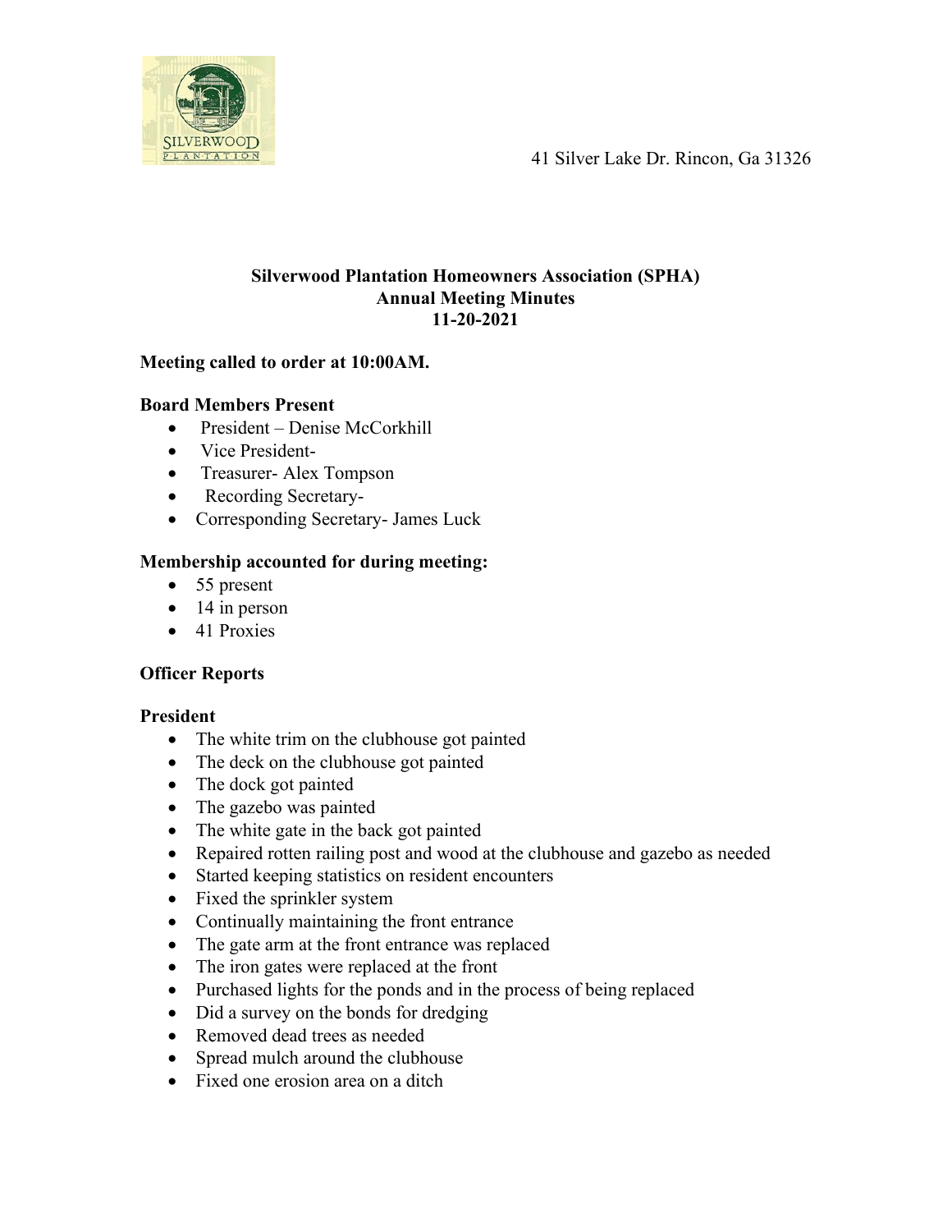41 Silver Lake Dr. Rincon, Ga 31326

**Silverwood Plantation Homeowners Association (SPHA)**
**Annual Meeting Minutes**
**11-20-2021**

**Meeting called to order at 10:00AM.**

**Board Members Present**

- President – Denise McCorkhill
- Vice President-
- Treasurer- Alex Tompson
- Recording Secretary-
- Corresponding Secretary- James Luck

**Membership accounted for during meeting:**

- 55 present
- 14 in person
- 41 Proxies

**Officer Reports**

**President**

- The white trim on the clubhouse got painted
- The deck on the clubhouse got painted
- The dock got painted
- The gazebo was painted
- The white gate in the back got painted
- Repaired rotten railing post and wood at the clubhouse and gazebo as needed
- Started keeping statistics on resident encounters
- Fixed the sprinkler system
- Continually maintaining the front entrance
- The gate arm at the front entrance was replaced
- The iron gates were replaced at the front
- Purchased lights for the ponds and in the process of being replaced
- Did a survey on the bonds for dredging
- Removed dead trees as needed
- Spread mulch around the clubhouse
- Fixed one erosion area on a ditch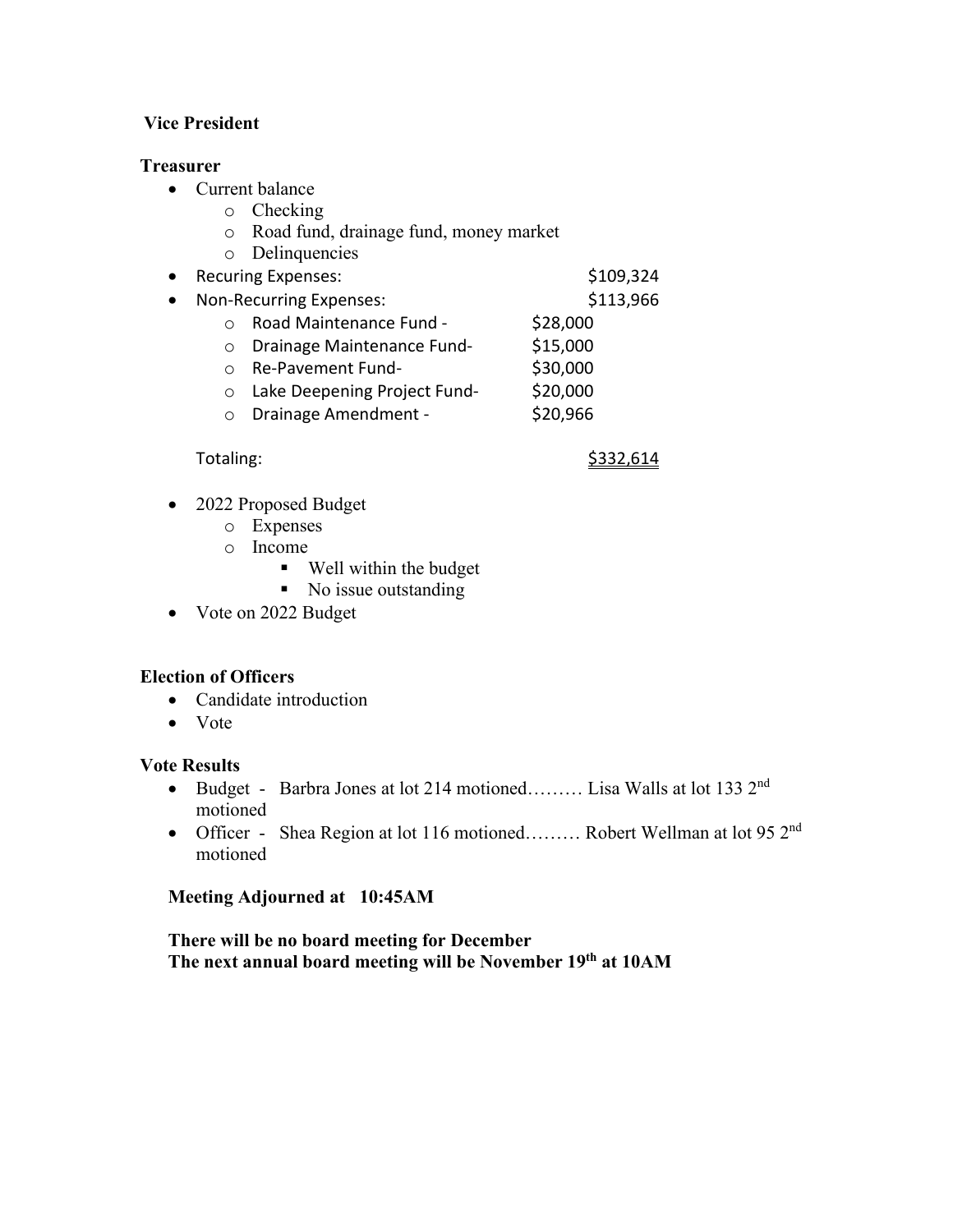**Vice President**

**Treasurer**

- Current balance
  - Checking
  - Road fund, drainage fund, money market
  - Delinquencies
- Recuring Expenses: $109,324
- Non-Recurring Expenses: $113,966
  - Road Maintenance Fund - $28,000
  - Drainage Maintenance Fund- $15,000
  - Re-Pavement Fund- $30,000
  - Lake Deepening Project Fund- $20,000
  - Drainage Amendment - $20,966

  Totaling: $332,614

- 2022 Proposed Budget
  - Expenses
  - Income
    - Well within the budget
    - No issue outstanding
- Vote on 2022 Budget

**Election of Officers**

- Candidate introduction
- Vote

**Vote Results**

- Budget - Barbra Jones at lot 214 motioned……… Lisa Walls at lot 133 2nd motioned
- Officer - Shea Region at lot 116 motioned……… Robert Wellman at lot 95 2nd motioned

**Meeting Adjourned at 10:45AM**

**There will be no board meeting for December**
**The next annual board meeting will be November 19th at 10AM**